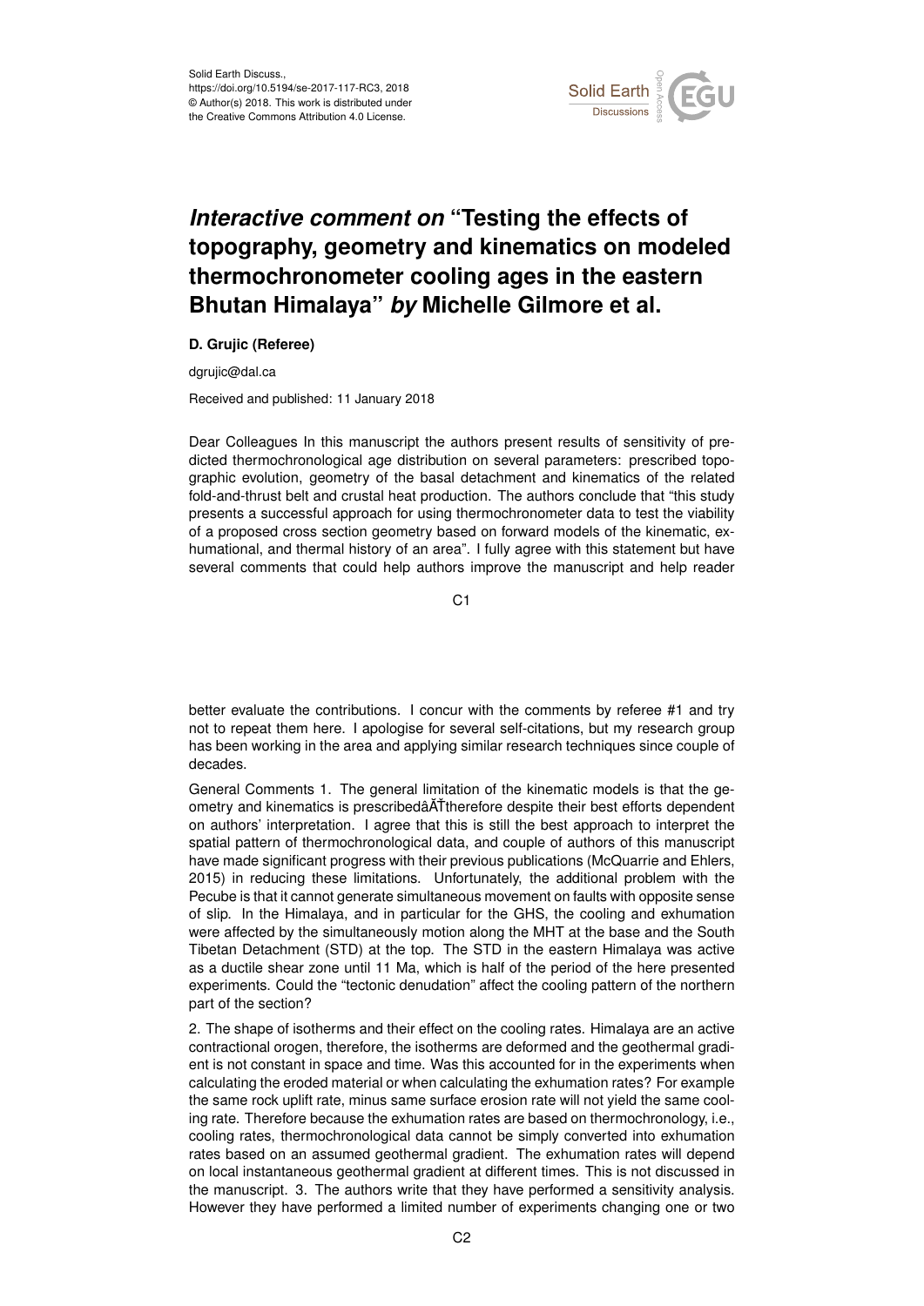# *Interactive comment on* "Testing the effects of topography, geometry and kinematics on modeled thermochronometer cooling ages in the eastern Bhutan Himalaya" *by* Michelle Gilmore et al.

**D. Grujic (Referee)**

dgrujic@dal.ca

Received and published: 11 January 2018

Dear Colleagues In this manuscript the authors present results of sensitivity of predicted thermochronological age distribution on several parameters: prescribed topographic evolution, geometry of the basal detachment and kinematics of the related fold-and-thrust belt and crustal heat production. The authors conclude that "this study presents a successful approach for using thermochronometer data to test the viability of a proposed cross section geometry based on forward models of the kinematic, exhumational, and thermal history of an area". I fully agree with this statement but have several comments that could help authors improve the manuscript and help reader better evaluate the contributions. I concur with the comments by referee #1 and try not to repeat them here. I apologise for several self-citations, but my research group has been working in the area and applying similar research techniques since couple of decades.

General Comments 1. The general limitation of the kinematic models is that the geometry and kinematics is prescribedâĂŤtherefore despite their best efforts dependent on authors' interpretation. I agree that this is still the best approach to interpret the spatial pattern of thermochronological data, and couple of authors of this manuscript have made significant progress with their previous publications (McQuarrie and Ehlers, 2015) in reducing these limitations. Unfortunately, the additional problem with the Pecube is that it cannot generate simultaneous movement on faults with opposite sense of slip. In the Himalaya, and in particular for the GHS, the cooling and exhumation were affected by the simultaneously motion along the MHT at the base and the South Tibetan Detachment (STD) at the top. The STD in the eastern Himalaya was active as a ductile shear zone until 11 Ma, which is half of the period of the here presented experiments. Could the "tectonic denudation" affect the cooling pattern of the northern part of the section?

2. The shape of isotherms and their effect on the cooling rates. Himalaya are an active contractional orogen, therefore, the isotherms are deformed and the geothermal gradient is not constant in space and time. Was this accounted for in the experiments when calculating the eroded material or when calculating the exhumation rates? For example the same rock uplift rate, minus same surface erosion rate will not yield the same cooling rate. Therefore because the exhumation rates are based on thermochronology, i.e., cooling rates, thermochronological data cannot be simply converted into exhumation rates based on an assumed geothermal gradient. The exhumation rates will depend on local instantaneous geothermal gradient at different times. This is not discussed in the manuscript. 3. The authors write that they have performed a sensitivity analysis. However they have performed a limited number of experiments changing one or two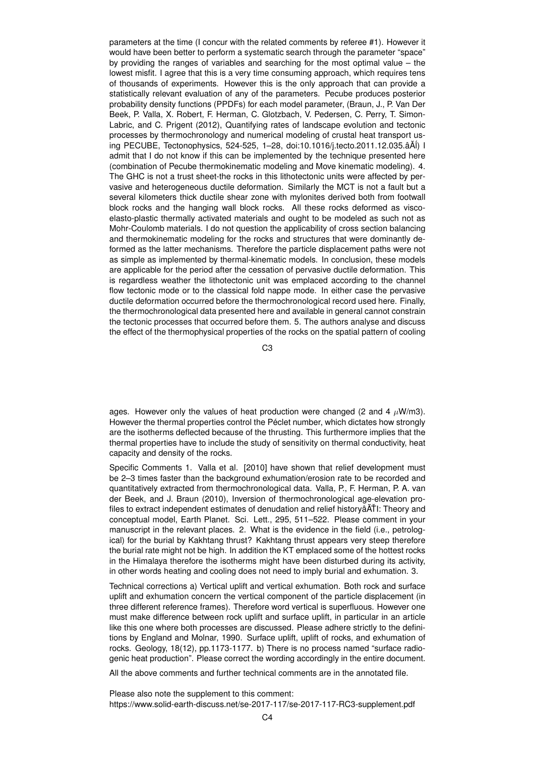parameters at the time (I concur with the related comments by referee #1). However it would have been better to perform a systematic search through the parameter "space" by providing the ranges of variables and searching for the most optimal value – the lowest misfit. I agree that this is a very time consuming approach, which requires tens of thousands of experiments. However this is the only approach that can provide a statistically relevant evaluation of any of the parameters. Pecube produces posterior probability density functions (PPDFs) for each model parameter, (Braun, J., P. Van Der Beek, P. Valla, X. Robert, F. Herman, C. Glotzbach, V. Pedersen, C. Perry, T. Simon-Labric, and C. Prigent (2012), Quantifying rates of landscape evolution and tectonic processes by thermochronology and numerical modeling of crustal heat transport using PECUBE, Tectonophysics, 524-525, 1–28, doi:10.1016/j.tecto.2011.12.035.âĂİ) I admit that I do not know if this can be implemented by the technique presented here (combination of Pecube thermokinematic modeling and Move kinematic modeling). 4. The GHC is not a trust sheet-the rocks in this lithotectonic units were affected by pervasive and heterogeneous ductile deformation. Similarly the MCT is not a fault but a several kilometers thick ductile shear zone with mylonites derived both from footwall block rocks and the hanging wall block rocks. All these rocks deformed as visco-elasto-plastic thermally activated materials and ought to be modeled as such not as Mohr-Coulomb materials. I do not question the applicability of cross section balancing and thermokinematic modeling for the rocks and structures that were dominantly deformed as the latter mechanisms. Therefore the particle displacement paths were not as simple as implemented by thermal-kinematic models. In conclusion, these models are applicable for the period after the cessation of pervasive ductile deformation. This is regardless weather the lithotectonic unit was emplaced according to the channel flow tectonic mode or to the classical fold nappe mode. In either case the pervasive ductile deformation occurred before the thermochronological record used here. Finally, the thermochronological data presented here and available in general cannot constrain the tectonic processes that occurred before them. 5. The authors analyse and discuss the effect of the thermophysical properties of the rocks on the spatial pattern of cooling ages. However only the values of heat production were changed (2 and 4 $\mu$W/m3). However the thermal properties control the Péclet number, which dictates how strongly are the isotherms deflected because of the thrusting. This furthermore implies that the thermal properties have to include the study of sensitivity on thermal conductivity, heat capacity and density of the rocks.

Specific Comments 1. Valla et al. [2010] have shown that relief development must be 2–3 times faster than the background exhumation/erosion rate to be recorded and quantitatively extracted from thermochronological data. Valla, P., F. Herman, P. A. van der Beek, and J. Braun (2010), Inversion of thermochronological age-elevation profiles to extract independent estimates of denudation and relief historyâĂŤI: Theory and conceptual model, Earth Planet. Sci. Lett., 295, 511–522. Please comment in your manuscript in the relevant places. 2. What is the evidence in the field (i.e., petrological) for the burial by Kakhtang thrust? Kakhtang thrust appears very steep therefore the burial rate might not be high. In addition the KT emplaced some of the hottest rocks in the Himalaya therefore the isotherms might have been disturbed during its activity, in other words heating and cooling does not need to imply burial and exhumation. 3.

Technical corrections a) Vertical uplift and vertical exhumation. Both rock and surface uplift and exhumation concern the vertical component of the particle displacement (in three different reference frames). Therefore word vertical is superfluous. However one must make difference between rock uplift and surface uplift, in particular in an article like this one where both processes are discussed. Please adhere strictly to the definitions by England and Molnar, 1990. Surface uplift, uplift of rocks, and exhumation of rocks. Geology, 18(12), pp.1173-1177. b) There is no process named "surface radiogenic heat production". Please correct the wording accordingly in the entire document.

All the above comments and further technical comments are in the annotated file.

Please also note the supplement to this comment:
https://www.solid-earth-discuss.net/se-2017-117/se-2017-117-RC3-supplement.pdf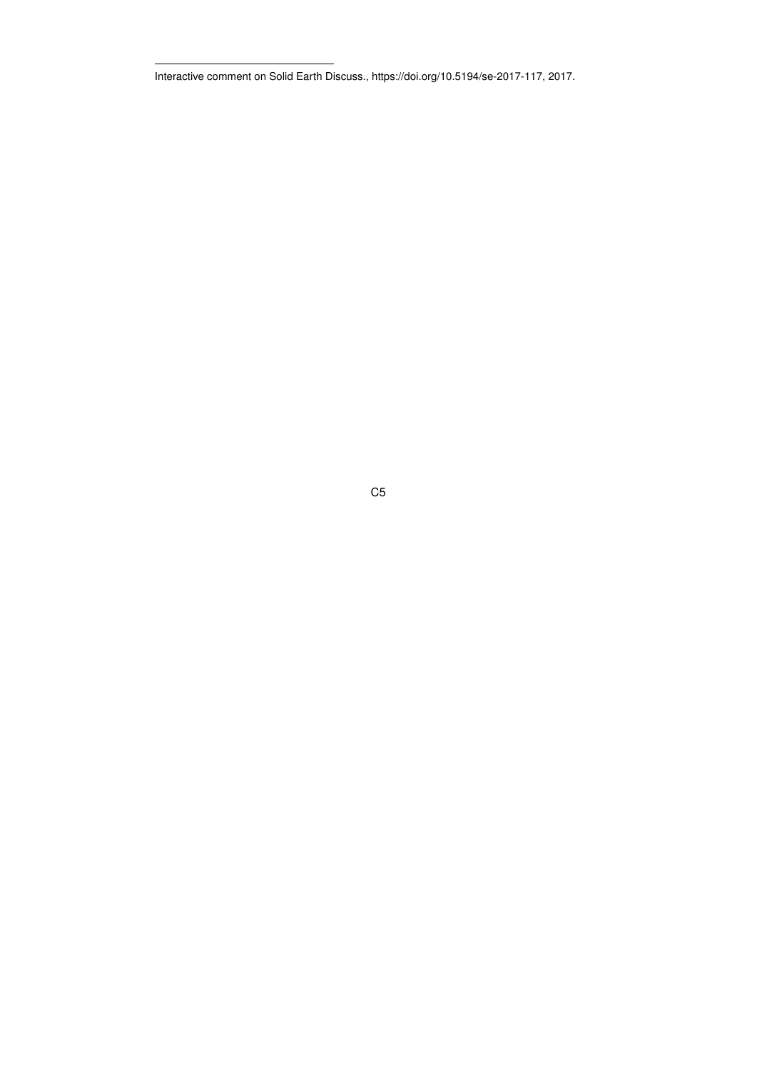Interactive comment on Solid Earth Discuss., https://doi.org/10.5194/se-2017-117, 2017.